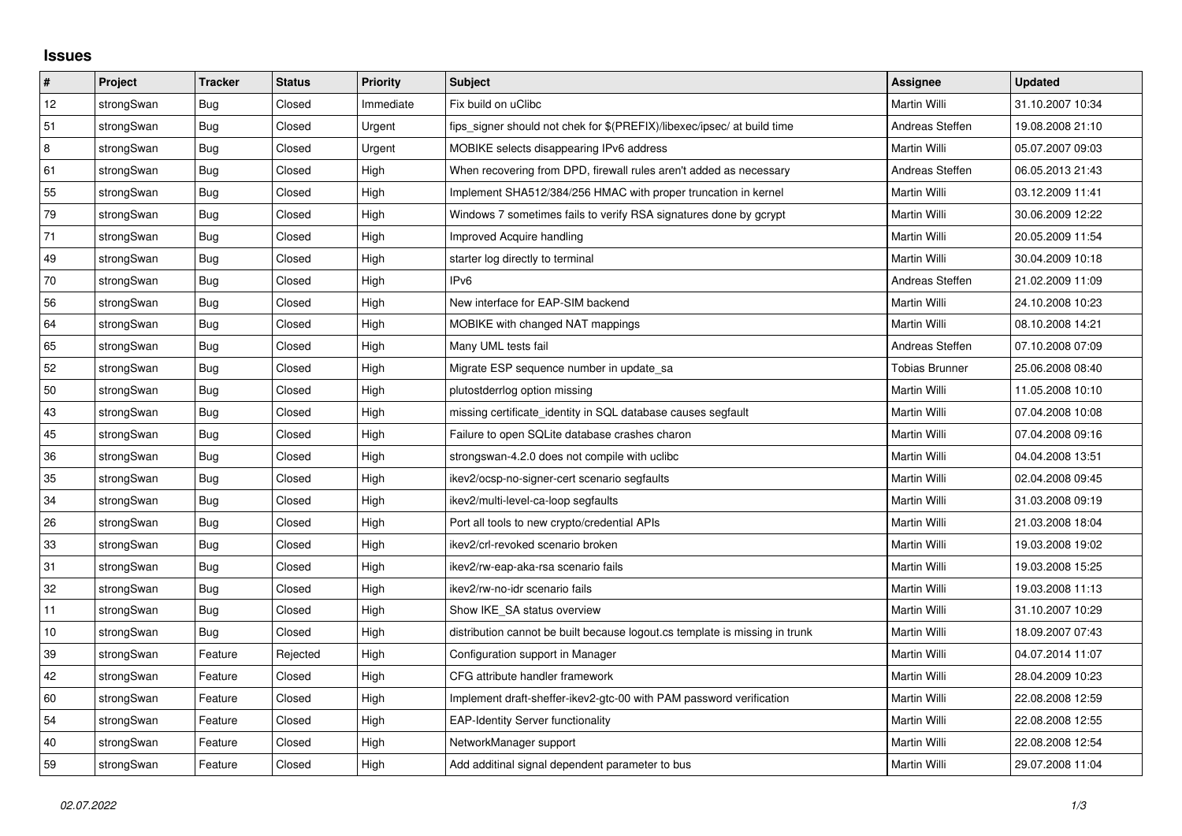## Issues

| # | Project | Tracker | Status | Priority | Subject | Assignee | Updated |
|---|---|---|---|---|---|---|---|
| 12 | strongSwan | Bug | Closed | Immediate | Fix build on uClibc | Martin Willi | 31.10.2007 10:34 |
| 51 | strongSwan | Bug | Closed | Urgent | fips_signer should not chek for $(PREFIX)/libexec/ipsec/ at build time | Andreas Steffen | 19.08.2008 21:10 |
| 8 | strongSwan | Bug | Closed | Urgent | MOBIKE selects disappearing IPv6 address | Martin Willi | 05.07.2007 09:03 |
| 61 | strongSwan | Bug | Closed | High | When recovering from DPD, firewall rules aren't added as necessary | Andreas Steffen | 06.05.2013 21:43 |
| 55 | strongSwan | Bug | Closed | High | Implement SHA512/384/256 HMAC with proper truncation in kernel | Martin Willi | 03.12.2009 11:41 |
| 79 | strongSwan | Bug | Closed | High | Windows 7 sometimes fails to verify RSA signatures done by gcrypt | Martin Willi | 30.06.2009 12:22 |
| 71 | strongSwan | Bug | Closed | High | Improved Acquire handling | Martin Willi | 20.05.2009 11:54 |
| 49 | strongSwan | Bug | Closed | High | starter log directly to terminal | Martin Willi | 30.04.2009 10:18 |
| 70 | strongSwan | Bug | Closed | High | IPv6 | Andreas Steffen | 21.02.2009 11:09 |
| 56 | strongSwan | Bug | Closed | High | New interface for EAP-SIM backend | Martin Willi | 24.10.2008 10:23 |
| 64 | strongSwan | Bug | Closed | High | MOBIKE with changed NAT mappings | Martin Willi | 08.10.2008 14:21 |
| 65 | strongSwan | Bug | Closed | High | Many UML tests fail | Andreas Steffen | 07.10.2008 07:09 |
| 52 | strongSwan | Bug | Closed | High | Migrate ESP sequence number in update_sa | Tobias Brunner | 25.06.2008 08:40 |
| 50 | strongSwan | Bug | Closed | High | plutostderrlog option missing | Martin Willi | 11.05.2008 10:10 |
| 43 | strongSwan | Bug | Closed | High | missing certificate_identity in SQL database causes segfault | Martin Willi | 07.04.2008 10:08 |
| 45 | strongSwan | Bug | Closed | High | Failure to open SQLite database crashes charon | Martin Willi | 07.04.2008 09:16 |
| 36 | strongSwan | Bug | Closed | High | strongswan-4.2.0 does not compile with uclibc | Martin Willi | 04.04.2008 13:51 |
| 35 | strongSwan | Bug | Closed | High | ikev2/ocsp-no-signer-cert scenario segfaults | Martin Willi | 02.04.2008 09:45 |
| 34 | strongSwan | Bug | Closed | High | ikev2/multi-level-ca-loop segfaults | Martin Willi | 31.03.2008 09:19 |
| 26 | strongSwan | Bug | Closed | High | Port all tools to new crypto/credential APIs | Martin Willi | 21.03.2008 18:04 |
| 33 | strongSwan | Bug | Closed | High | ikev2/crl-revoked scenario broken | Martin Willi | 19.03.2008 19:02 |
| 31 | strongSwan | Bug | Closed | High | ikev2/rw-eap-aka-rsa scenario fails | Martin Willi | 19.03.2008 15:25 |
| 32 | strongSwan | Bug | Closed | High | ikev2/rw-no-idr scenario fails | Martin Willi | 19.03.2008 11:13 |
| 11 | strongSwan | Bug | Closed | High | Show IKE_SA status overview | Martin Willi | 31.10.2007 10:29 |
| 10 | strongSwan | Bug | Closed | High | distribution cannot be built because logout.cs template is missing in trunk | Martin Willi | 18.09.2007 07:43 |
| 39 | strongSwan | Feature | Rejected | High | Configuration support in Manager | Martin Willi | 04.07.2014 11:07 |
| 42 | strongSwan | Feature | Closed | High | CFG attribute handler framework | Martin Willi | 28.04.2009 10:23 |
| 60 | strongSwan | Feature | Closed | High | Implement draft-sheffer-ikev2-gtc-00 with PAM password verification | Martin Willi | 22.08.2008 12:59 |
| 54 | strongSwan | Feature | Closed | High | EAP-Identity Server functionality | Martin Willi | 22.08.2008 12:55 |
| 40 | strongSwan | Feature | Closed | High | NetworkManager support | Martin Willi | 22.08.2008 12:54 |
| 59 | strongSwan | Feature | Closed | High | Add additinal signal dependent parameter to bus | Martin Willi | 29.07.2008 11:04 |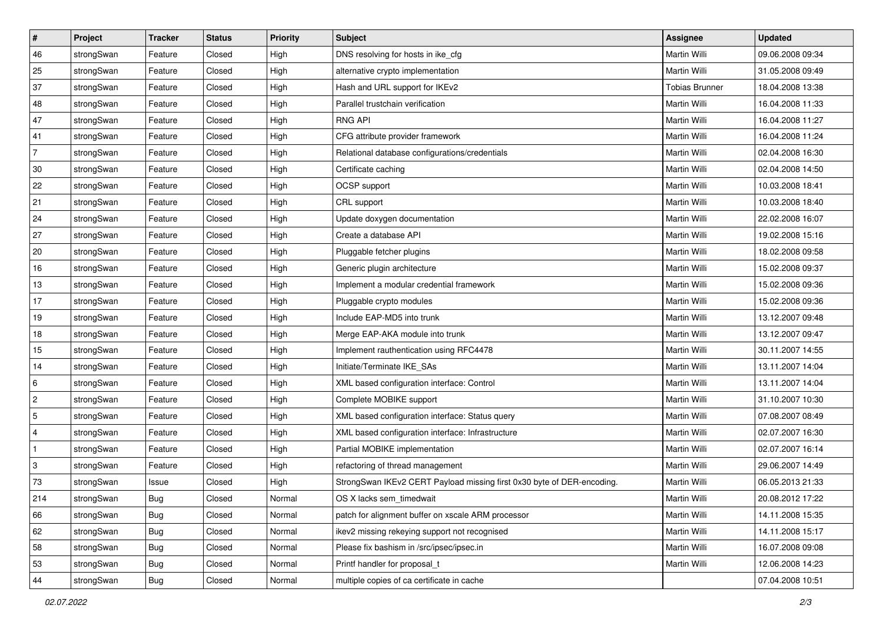| # | Project | Tracker | Status | Priority | Subject | Assignee | Updated |
|---|---|---|---|---|---|---|---|
| 46 | strongSwan | Feature | Closed | High | DNS resolving for hosts in ike_cfg | Martin Willi | 09.06.2008 09:34 |
| 25 | strongSwan | Feature | Closed | High | alternative crypto implementation | Martin Willi | 31.05.2008 09:49 |
| 37 | strongSwan | Feature | Closed | High | Hash and URL support for IKEv2 | Tobias Brunner | 18.04.2008 13:38 |
| 48 | strongSwan | Feature | Closed | High | Parallel trustchain verification | Martin Willi | 16.04.2008 11:33 |
| 47 | strongSwan | Feature | Closed | High | RNG API | Martin Willi | 16.04.2008 11:27 |
| 41 | strongSwan | Feature | Closed | High | CFG attribute provider framework | Martin Willi | 16.04.2008 11:24 |
| 7 | strongSwan | Feature | Closed | High | Relational database configurations/credentials | Martin Willi | 02.04.2008 16:30 |
| 30 | strongSwan | Feature | Closed | High | Certificate caching | Martin Willi | 02.04.2008 14:50 |
| 22 | strongSwan | Feature | Closed | High | OCSP support | Martin Willi | 10.03.2008 18:41 |
| 21 | strongSwan | Feature | Closed | High | CRL support | Martin Willi | 10.03.2008 18:40 |
| 24 | strongSwan | Feature | Closed | High | Update doxygen documentation | Martin Willi | 22.02.2008 16:07 |
| 27 | strongSwan | Feature | Closed | High | Create a database API | Martin Willi | 19.02.2008 15:16 |
| 20 | strongSwan | Feature | Closed | High | Pluggable fetcher plugins | Martin Willi | 18.02.2008 09:58 |
| 16 | strongSwan | Feature | Closed | High | Generic plugin architecture | Martin Willi | 15.02.2008 09:37 |
| 13 | strongSwan | Feature | Closed | High | Implement a modular credential framework | Martin Willi | 15.02.2008 09:36 |
| 17 | strongSwan | Feature | Closed | High | Pluggable crypto modules | Martin Willi | 15.02.2008 09:36 |
| 19 | strongSwan | Feature | Closed | High | Include EAP-MD5 into trunk | Martin Willi | 13.12.2007 09:48 |
| 18 | strongSwan | Feature | Closed | High | Merge EAP-AKA module into trunk | Martin Willi | 13.12.2007 09:47 |
| 15 | strongSwan | Feature | Closed | High | Implement rauthentication using RFC4478 | Martin Willi | 30.11.2007 14:55 |
| 14 | strongSwan | Feature | Closed | High | Initiate/Terminate IKE_SAs | Martin Willi | 13.11.2007 14:04 |
| 6 | strongSwan | Feature | Closed | High | XML based configuration interface: Control | Martin Willi | 13.11.2007 14:04 |
| 2 | strongSwan | Feature | Closed | High | Complete MOBIKE support | Martin Willi | 31.10.2007 10:30 |
| 5 | strongSwan | Feature | Closed | High | XML based configuration interface: Status query | Martin Willi | 07.08.2007 08:49 |
| 4 | strongSwan | Feature | Closed | High | XML based configuration interface: Infrastructure | Martin Willi | 02.07.2007 16:30 |
| 1 | strongSwan | Feature | Closed | High | Partial MOBIKE implementation | Martin Willi | 02.07.2007 16:14 |
| 3 | strongSwan | Feature | Closed | High | refactoring of thread management | Martin Willi | 29.06.2007 14:49 |
| 73 | strongSwan | Issue | Closed | High | StrongSwan IKEv2 CERT Payload missing first 0x30 byte of DER-encoding. | Martin Willi | 06.05.2013 21:33 |
| 214 | strongSwan | Bug | Closed | Normal | OS X lacks sem_timedwait | Martin Willi | 20.08.2012 17:22 |
| 66 | strongSwan | Bug | Closed | Normal | patch for alignment buffer on xscale ARM processor | Martin Willi | 14.11.2008 15:35 |
| 62 | strongSwan | Bug | Closed | Normal | ikev2 missing rekeying support not recognised | Martin Willi | 14.11.2008 15:17 |
| 58 | strongSwan | Bug | Closed | Normal | Please fix bashism in /src/ipsec/ipsec.in | Martin Willi | 16.07.2008 09:08 |
| 53 | strongSwan | Bug | Closed | Normal | Printf handler for proposal_t | Martin Willi | 12.06.2008 14:23 |
| 44 | strongSwan | Bug | Closed | Normal | multiple copies of ca certificate in cache | | 07.04.2008 10:51 |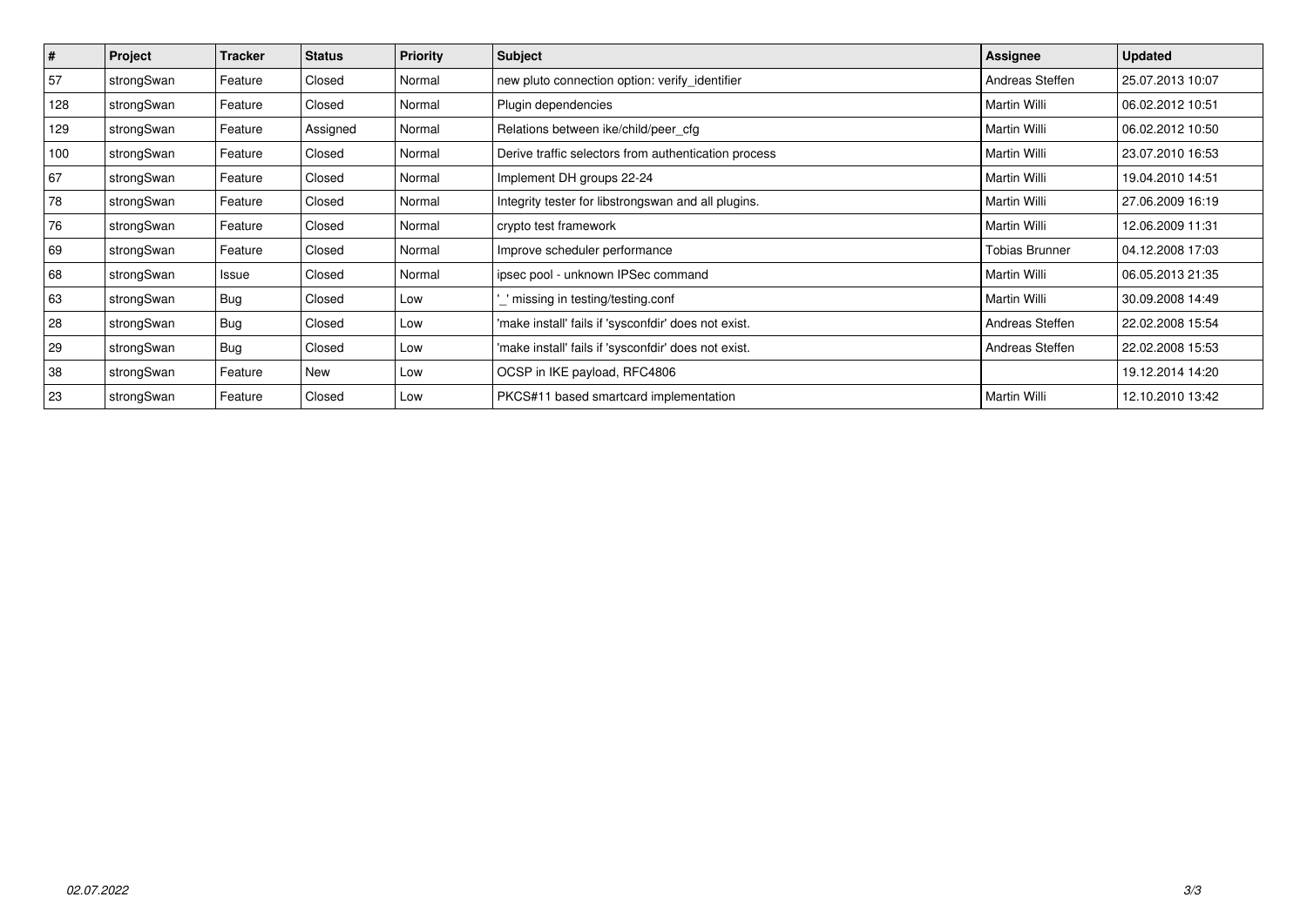| # | Project | Tracker | Status | Priority | Subject | Assignee | Updated |
|---|---|---|---|---|---|---|---|
| 57 | strongSwan | Feature | Closed | Normal | new pluto connection option: verify_identifier | Andreas Steffen | 25.07.2013 10:07 |
| 128 | strongSwan | Feature | Closed | Normal | Plugin dependencies | Martin Willi | 06.02.2012 10:51 |
| 129 | strongSwan | Feature | Assigned | Normal | Relations between ike/child/peer_cfg | Martin Willi | 06.02.2012 10:50 |
| 100 | strongSwan | Feature | Closed | Normal | Derive traffic selectors from authentication process | Martin Willi | 23.07.2010 16:53 |
| 67 | strongSwan | Feature | Closed | Normal | Implement DH groups 22-24 | Martin Willi | 19.04.2010 14:51 |
| 78 | strongSwan | Feature | Closed | Normal | Integrity tester for libstrongswan and all plugins. | Martin Willi | 27.06.2009 16:19 |
| 76 | strongSwan | Feature | Closed | Normal | crypto test framework | Martin Willi | 12.06.2009 11:31 |
| 69 | strongSwan | Feature | Closed | Normal | Improve scheduler performance | Tobias Brunner | 04.12.2008 17:03 |
| 68 | strongSwan | Issue | Closed | Normal | ipsec pool - unknown IPSec command | Martin Willi | 06.05.2013 21:35 |
| 63 | strongSwan | Bug | Closed | Low | '_' missing in testing/testing.conf | Martin Willi | 30.09.2008 14:49 |
| 28 | strongSwan | Bug | Closed | Low | 'make install' fails if 'sysconfdir' does not exist. | Andreas Steffen | 22.02.2008 15:54 |
| 29 | strongSwan | Bug | Closed | Low | 'make install' fails if 'sysconfdir' does not exist. | Andreas Steffen | 22.02.2008 15:53 |
| 38 | strongSwan | Feature | New | Low | OCSP in IKE payload, RFC4806 | | 19.12.2014 14:20 |
| 23 | strongSwan | Feature | Closed | Low | PKCS#11 based smartcard implementation | Martin Willi | 12.10.2010 13:42 |

*02.07.2022*